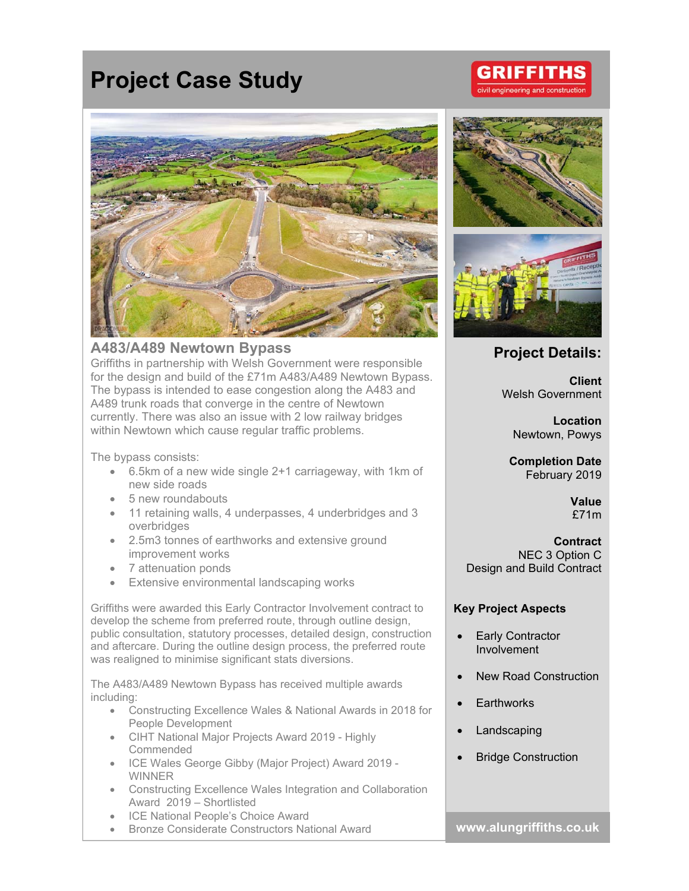# Project Case Study

GRIFFITHS
civil engineering and construction

## A483/A489 Newtown Bypass

Griffiths in partnership with Welsh Government were responsible for the design and build of the £71m A483/A489 Newtown Bypass. The bypass is intended to ease congestion along the A483 and A489 trunk roads that converge in the centre of Newtown currently. There was also an issue with 2 low railway bridges within Newtown which cause regular traffic problems.

The bypass consists:

- 6.5km of a new wide single 2+1 carriageway, with 1km of new side roads
- 5 new roundabouts
- 11 retaining walls, 4 underpasses, 4 underbridges and 3 overbridges
- 2.5m3 tonnes of earthworks and extensive ground improvement works
- 7 attenuation ponds
- Extensive environmental landscaping works

Griffiths were awarded this Early Contractor Involvement contract to develop the scheme from preferred route, through outline design, public consultation, statutory processes, detailed design, construction and aftercare. During the outline design process, the preferred route was realigned to minimise significant stats diversions.

The A483/A489 Newtown Bypass has received multiple awards including:

- Constructing Excellence Wales & National Awards in 2018 for People Development
- CIHT National Major Projects Award 2019 - Highly Commended
- ICE Wales George Gibby (Major Project) Award 2019 - WINNER
- Constructing Excellence Wales Integration and Collaboration Award 2019 – Shortlisted
- ICE National People's Choice Award
- Bronze Considerate Constructors National Award

## Project Details:

**Client**
Welsh Government

**Location**
Newtown, Powys

**Completion Date**
February 2019

**Value**
£71m

**Contract**
NEC 3 Option C
Design and Build Contract

### Key Project Aspects

- Early Contractor Involvement
- New Road Construction
- Earthworks
- Landscaping
- Bridge Construction

**www.alungriffiths.co.uk**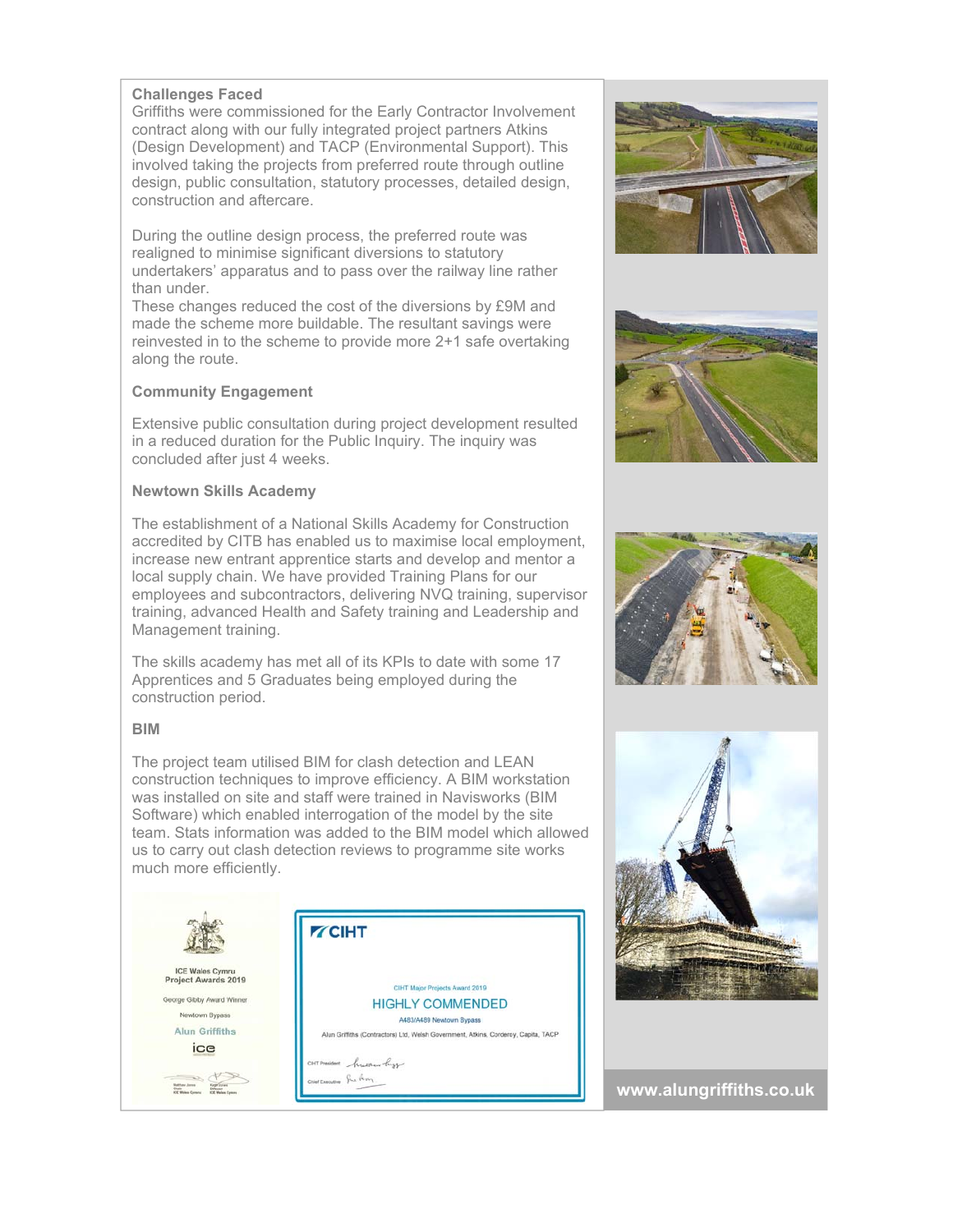### Challenges Faced

Griffiths were commissioned for the Early Contractor Involvement contract along with our fully integrated project partners Atkins (Design Development) and TACP (Environmental Support). This involved taking the projects from preferred route through outline design, public consultation, statutory processes, detailed design, construction and aftercare.

During the outline design process, the preferred route was realigned to minimise significant diversions to statutory undertakers' apparatus and to pass over the railway line rather than under.
These changes reduced the cost of the diversions by £9M and made the scheme more buildable. The resultant savings were reinvested in to the scheme to provide more 2+1 safe overtaking along the route.

### Community Engagement

Extensive public consultation during project development resulted in a reduced duration for the Public Inquiry. The inquiry was concluded after just 4 weeks.

### Newtown Skills Academy

The establishment of a National Skills Academy for Construction accredited by CITB has enabled us to maximise local employment, increase new entrant apprentice starts and develop and mentor a local supply chain. We have provided Training Plans for our employees and subcontractors, delivering NVQ training, supervisor training, advanced Health and Safety training and Leadership and Management training.

The skills academy has met all of its KPIs to date with some 17 Apprentices and 5 Graduates being employed during the construction period.

### BIM

The project team utilised BIM for clash detection and LEAN construction techniques to improve efficiency. A BIM workstation was installed on site and staff were trained in Navisworks (BIM Software) which enabled interrogation of the model by the site team. Stats information was added to the BIM model which allowed us to carry out clash detection reviews to programme site works much more efficiently.

ICE Wales Cymru Project Awards 2019

George Gibby Award Winner

Newtown Bypass

Alun Griffiths

ice

CIHT

CIHT Major Projects Award 2019

HIGHLY COMMENDED

A483/A489 Newtown Bypass

Alun Griffiths (Contractors) Ltd, Welsh Government, Atkins, Cordery, Capita, TACP

CIHT President

Chief Executive

www.alungriffiths.co.uk